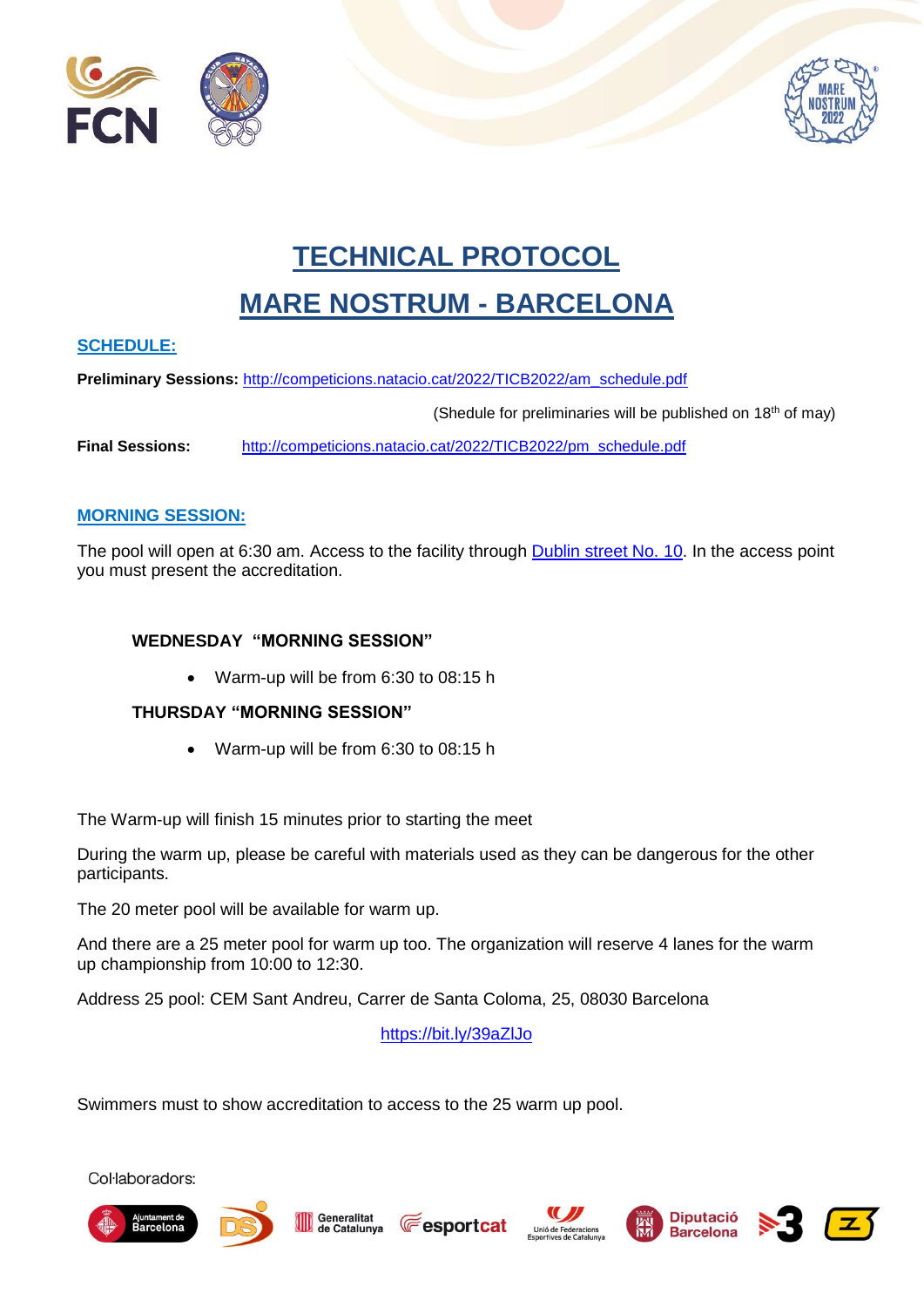# TECHNICAL PROTOCOL

# MARE NOSTRUM - BARCELONA

## SCHEDULE:

**Preliminary Sessions:** http://competicions.natacio.cat/2022/TICB2022/am_schedule.pdf

(Shedule for preliminaries will be published on 18th of may)

**Final Sessions:** http://competicions.natacio.cat/2022/TICB2022/pm_schedule.pdf

## MORNING SESSION:

The pool will open at 6:30 am. Access to the facility through Dublin street No. 10. In the access point you must present the accreditation.

### WEDNESDAY "MORNING SESSION"

- Warm-up will be from 6:30 to 08:15 h

### THURSDAY "MORNING SESSION"

- Warm-up will be from 6:30 to 08:15 h

The Warm-up will finish 15 minutes prior to starting the meet

During the warm up, please be careful with materials used as they can be dangerous for the other participants.

The 20 meter pool will be available for warm up.

And there are a 25 meter pool for warm up too. The organization will reserve 4 lanes for the warm up championship from 10:00 to 12:30.

Address 25 pool: CEM Sant Andreu, Carrer de Santa Coloma, 25, 08030 Barcelona

https://bit.ly/39aZlJo

Swimmers must to show accreditation to access to the 25 warm up pool.

Col·laboradors: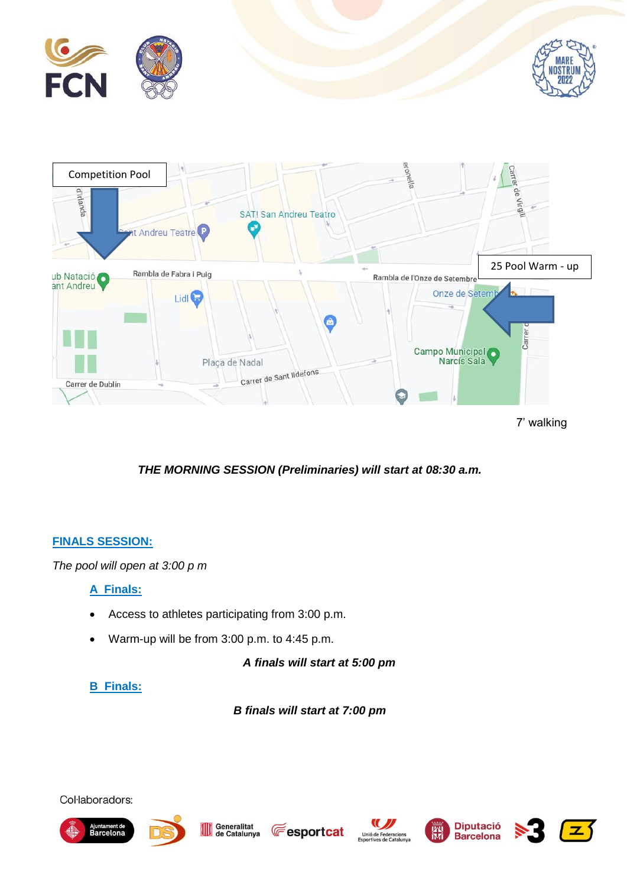Competition Pool

25 Pool Warm - up

7' walking

***THE MORNING SESSION (Preliminaries) will start at 08:30 a.m.***

## FINALS SESSION:

*The pool will open at 3:00 p m*

### A Finals:

- Access to athletes participating from 3:00 p.m.
- Warm-up will be from 3:00 p.m. to 4:45 p.m.

***A finals will start at 5:00 pm***

### B Finals:

***B finals will start at 7:00 pm***

Col·laboradors: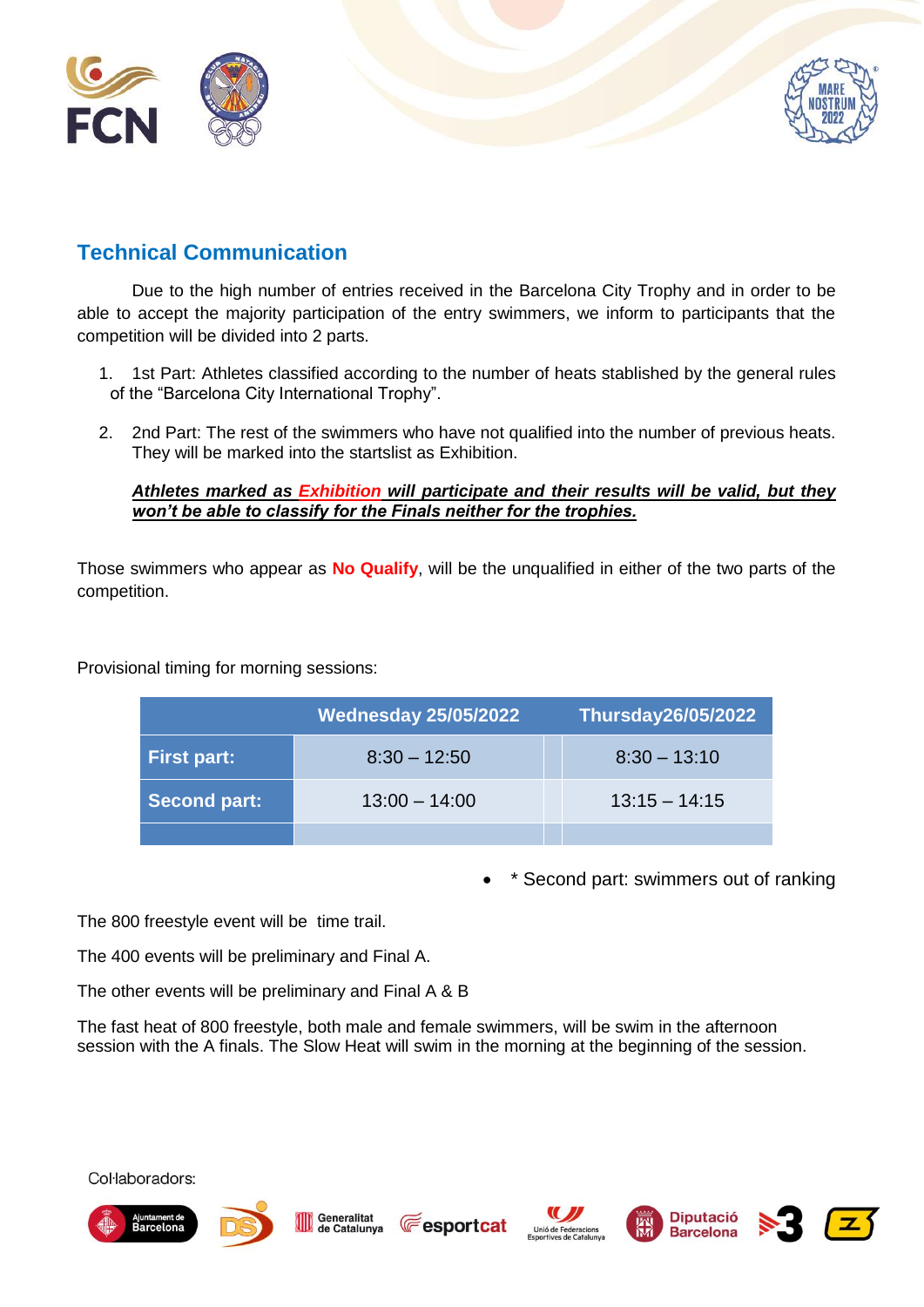## Technical Communication

Due to the high number of entries received in the Barcelona City Trophy and in order to be able to accept the majority participation of the entry swimmers, we inform to participants that the competition will be divided into 2 parts.

1. 1st Part: Athletes classified according to the number of heats stablished by the general rules of the "Barcelona City International Trophy".

2. 2nd Part: The rest of the swimmers who have not qualified into the number of previous heats. They will be marked into the startslist as Exhibition.

   ***Athletes marked as Exhibition will participate and their results will be valid, but they won't be able to classify for the Finals neither for the trophies.***

Those swimmers who appear as **No Qualify**, will be the unqualified in either of the two parts of the competition.

Provisional timing for morning sessions:

| | Wednesday 25/05/2022 | Thursday26/05/2022 |
|---|---|---|
| **First part:** | 8:30 – 12:50 | 8:30 – 13:10 |
| **Second part:** | 13:00 – 14:00 | 13:15 – 14:15 |
| | | |

- \* Second part: swimmers out of ranking

The 800 freestyle event will be time trail.

The 400 events will be preliminary and Final A.

The other events will be preliminary and Final A & B

The fast heat of 800 freestyle, both male and female swimmers, will be swim in the afternoon session with the A finals. The Slow Heat will swim in the morning at the beginning of the session.

Col·laboradors: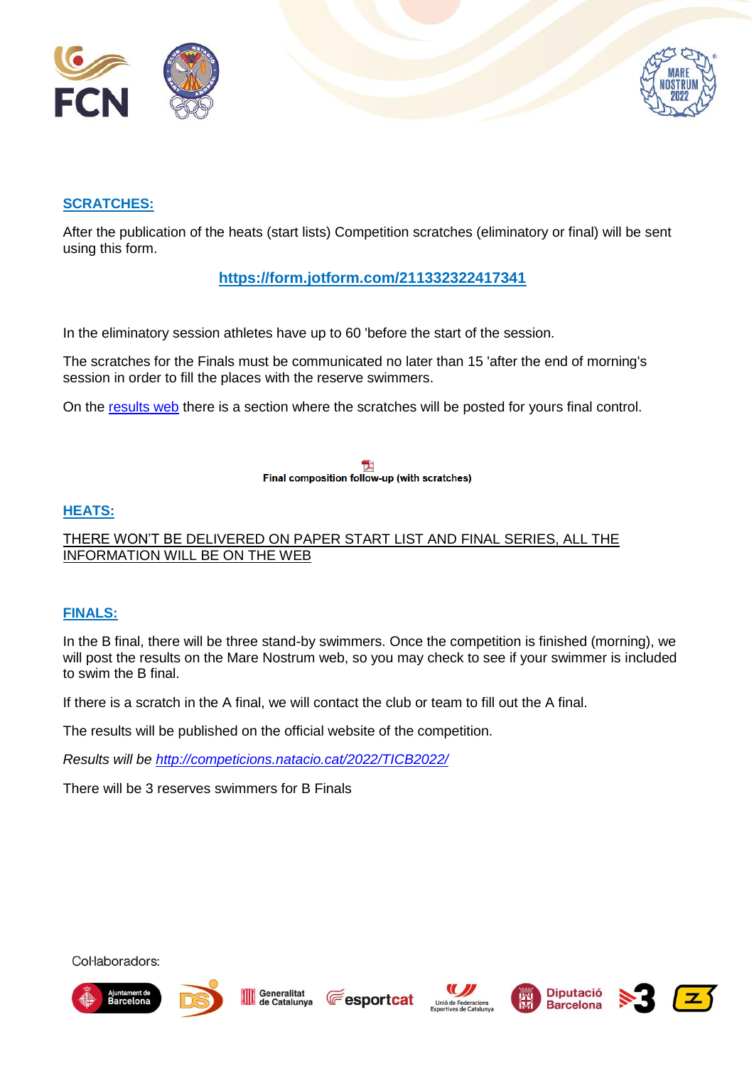## SCRATCHES:

After the publication of the heats (start lists) Competition scratches (eliminatory or final) will be sent using this form.

**https://form.jotform.com/211332322417341**

In the eliminatory session athletes have up to 60 'before the start of the session.

The scratches for the Finals must be communicated no later than 15 'after the end of morning's session in order to fill the places with the reserve swimmers.

On the results web there is a section where the scratches will be posted for yours final control.

**Final composition follow-up (with scratches)**

## HEATS:

THERE WON'T BE DELIVERED ON PAPER START LIST AND FINAL SERIES, ALL THE INFORMATION WILL BE ON THE WEB

## FINALS:

In the B final, there will be three stand-by swimmers. Once the competition is finished (morning), we will post the results on the Mare Nostrum web, so you may check to see if your swimmer is included to swim the B final.

If there is a scratch in the A final, we will contact the club or team to fill out the A final.

The results will be published on the official website of the competition.

*Results will be http://competicions.natacio.cat/2022/TICB2022/*

There will be 3 reserves swimmers for B Finals

Col·laboradors: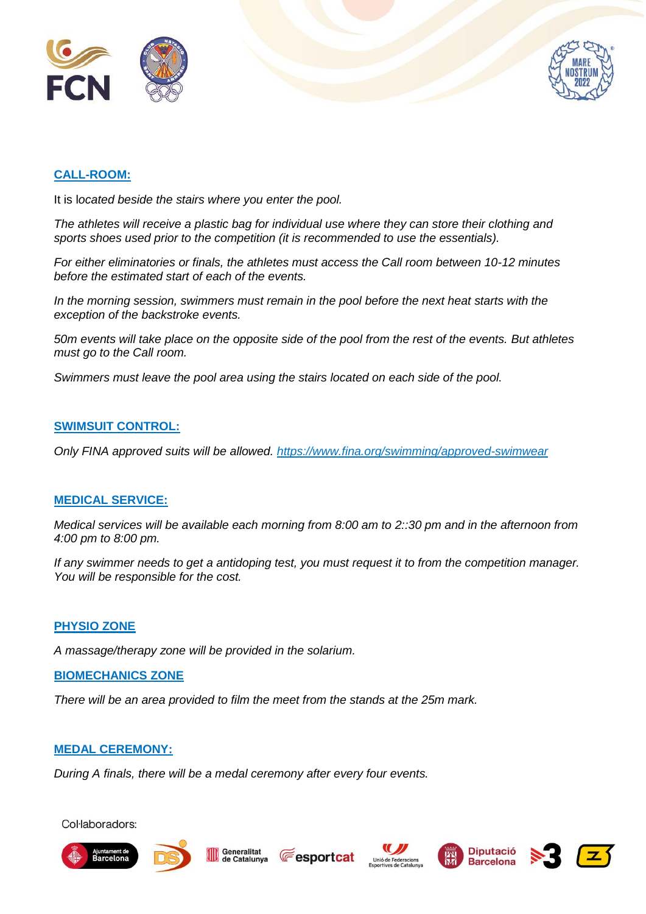## CALL-ROOM:

It is l*ocated beside the stairs where you enter the pool.*

*The athletes will receive a plastic bag for individual use where they can store their clothing and sports shoes used prior to the competition (it is recommended to use the essentials).*

*For either eliminatories or finals, the athletes must access the Call room between 10-12 minutes before the estimated start of each of the events.*

*In the morning session, swimmers must remain in the pool before the next heat starts with the exception of the backstroke events.*

*50m events will take place on the opposite side of the pool from the rest of the events. But athletes must go to the Call room.*

*Swimmers must leave the pool area using the stairs located on each side of the pool.*

## SWIMSUIT CONTROL:

*Only FINA approved suits will be allowed.* *https://www.fina.org/swimming/approved-swimwear*

## MEDICAL SERVICE:

*Medical services will be available each morning from 8:00 am to 2::30 pm and in the afternoon from 4:00 pm to 8:00 pm.*

*If any swimmer needs to get a antidoping test, you must request it to from the competition manager. You will be responsible for the cost.*

## PHYSIO ZONE

*A massage/therapy zone will be provided in the solarium.*

## BIOMECHANICS ZONE

*There will be an area provided to film the meet from the stands at the 25m mark.*

## MEDAL CEREMONY:

*During A finals, there will be a medal ceremony after every four events.*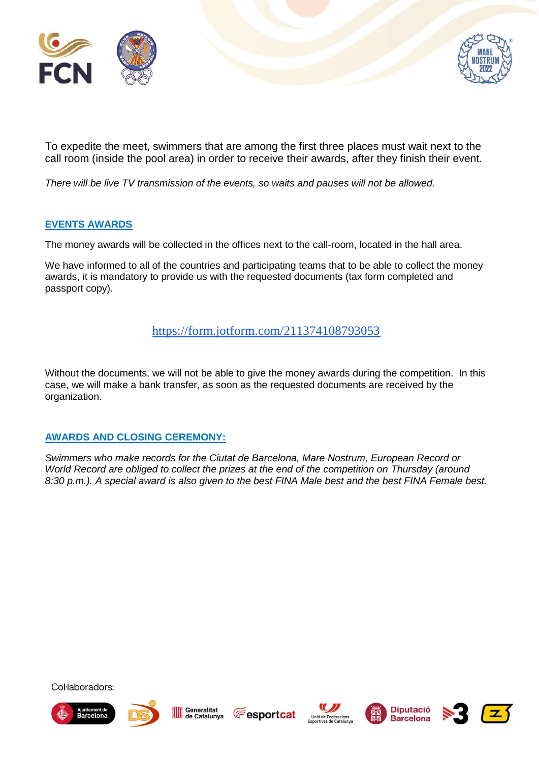To expedite the meet, swimmers that are among the first three places must wait next to the call room (inside the pool area) in order to receive their awards, after they finish their event.

*There will be live TV transmission of the events, so waits and pauses will not be allowed.*

## EVENTS AWARDS

The money awards will be collected in the offices next to the call-room, located in the hall area.

We have informed to all of the countries and participating teams that to be able to collect the money awards, it is mandatory to provide us with the requested documents (tax form completed and passport copy).

https://form.jotform.com/211374108793053

Without the documents, we will not be able to give the money awards during the competition. In this case, we will make a bank transfer, as soon as the requested documents are received by the organization.

## AWARDS AND CLOSING CEREMONY:

*Swimmers who make records for the Ciutat de Barcelona, Mare Nostrum, European Record or World Record are obliged to collect the prizes at the end of the competition on Thursday (around 8:30 p.m.). A special award is also given to the best FINA Male best and the best FINA Female best.*

Col·laboradors: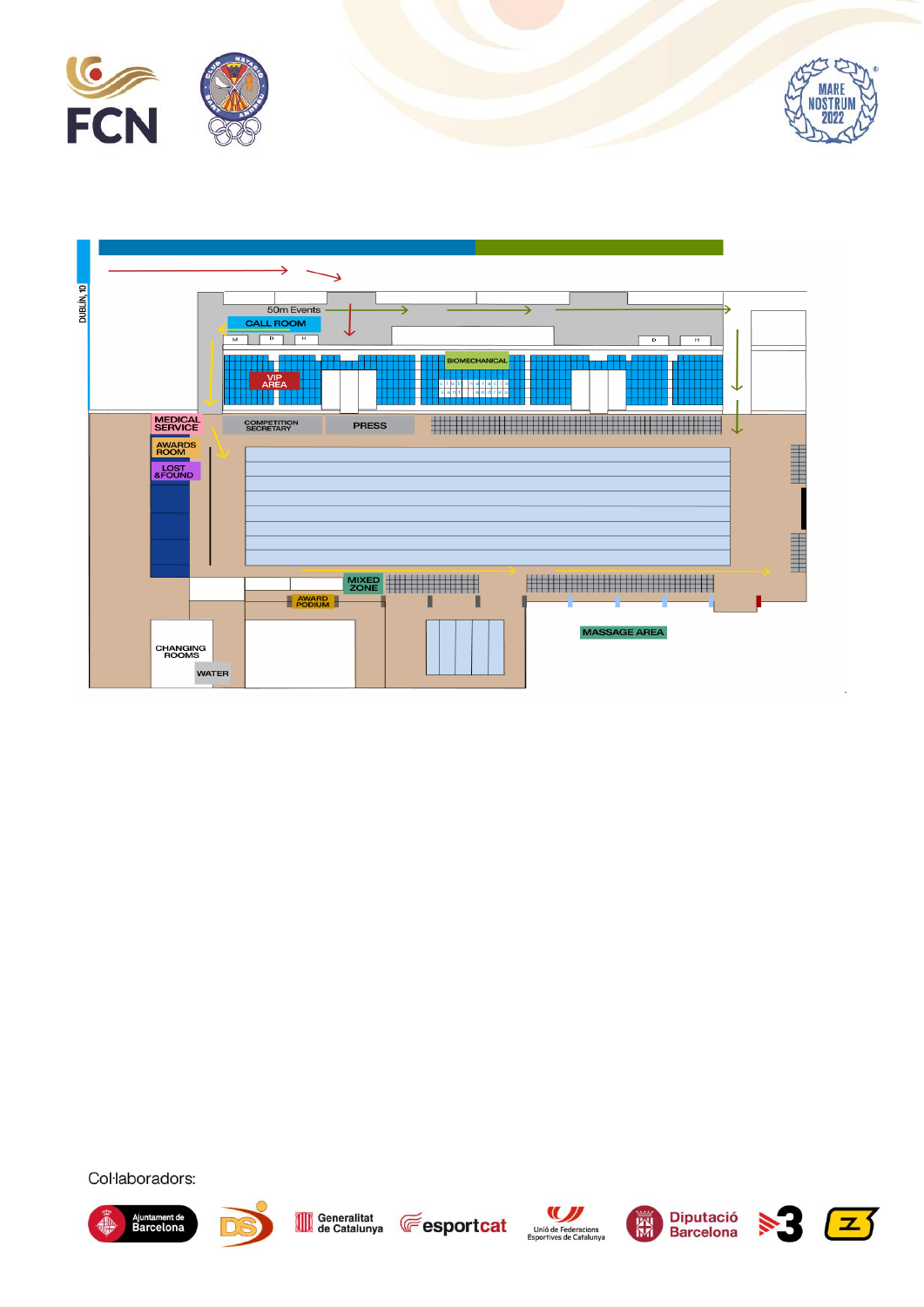DUBLÍN, 10

50m Events

CALL ROOM

VIP AREA

BIOMECHANICAL

MEDICAL SERVICE

COMPETITION SECRETARY

PRESS

AWARDS ROOM

LOST &FOUND

MIXED ZONE

AWARD PODIUM

MASSAGE AREA

CHANGING ROOMS

WATER

Col·laboradors: